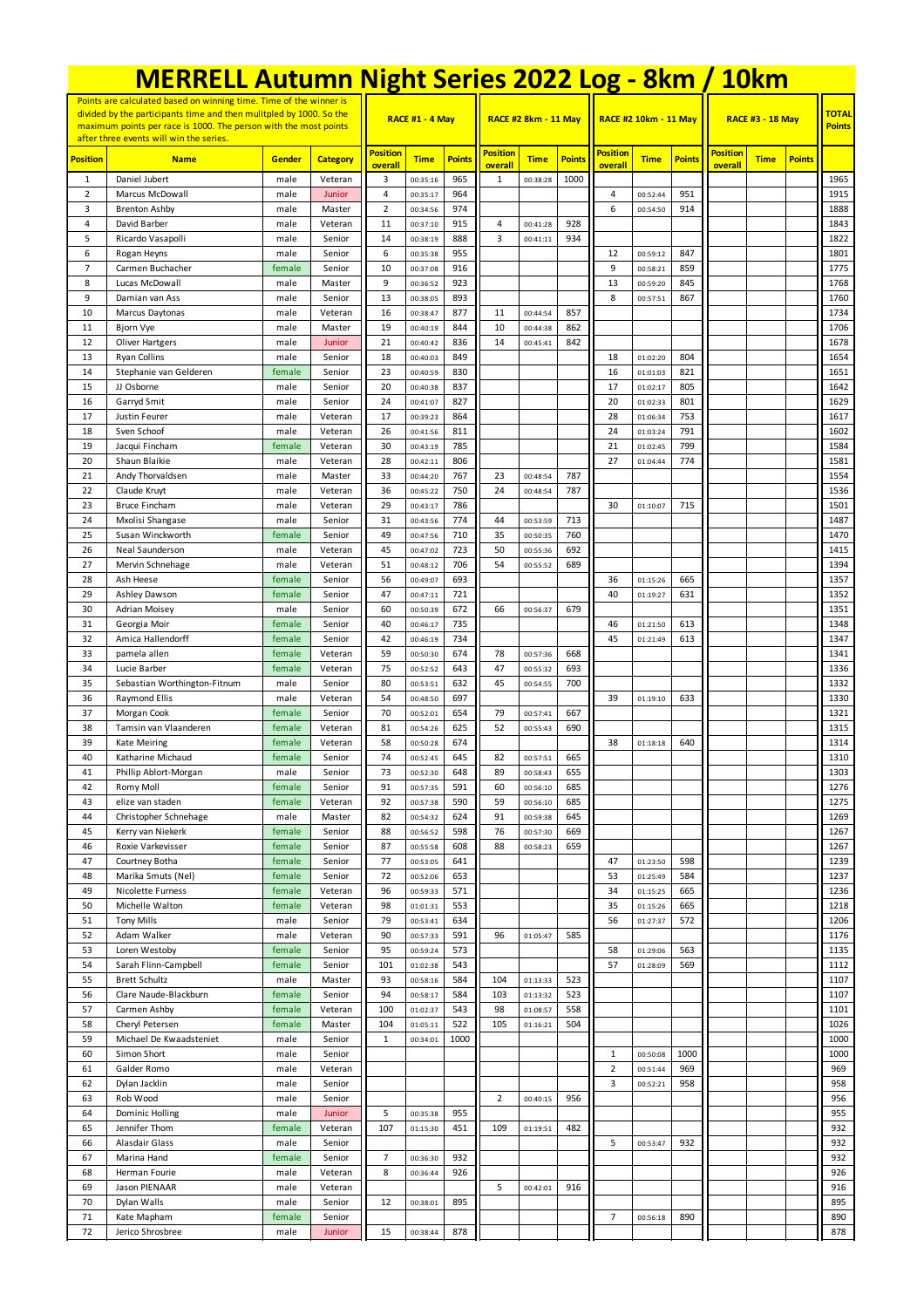# MERRELL Autumn Night Series 2022 Log - 8km / 10km

Points are calculated based on winning time. Time of the winner is divided by the participants time and then mulitpled by 1000. So the maximum points per race is 1000. The person with the most points after three events will win the series.

| Position | Name | Gender | Category | RACE #1 - 4 May | | | RACE #2 8km - 11 May | | | RACE #2 10km - 11 May | | | RACE #3 - 18 May | | | TOTAL Points |
|---|---|---|---|---|---|---|---|---|---|---|---|---|---|---|---|---|
| | | | | Position overall | Time | Points | Position overall | Time | Points | Position overall | Time | Points | Position overall | Time | Points | |
| 1 | Daniel Jubert | male | Veteran | 3 | 00:35:16 | 965 | 1 | 00:38:28 | 1000 | | | | | | | 1965 |
| 2 | Marcus McDowall | male | Junior | 4 | 00:35:17 | 964 | | | | 4 | 00:52:44 | 951 | | | | 1915 |
| 3 | Brenton Ashby | male | Master | 2 | 00:34:56 | 974 | | | | 6 | 00:54:50 | 914 | | | | 1888 |
| 4 | David Barber | male | Veteran | 11 | 00:37:10 | 915 | 4 | 00:41:28 | 928 | | | | | | | 1843 |
| 5 | Ricardo Vasapolli | male | Senior | 14 | 00:38:19 | 888 | 3 | 00:41:11 | 934 | | | | | | | 1822 |
| 6 | Rogan Heyns | male | Senior | 6 | 00:35:38 | 955 | | | | 12 | 00:59:12 | 847 | | | | 1801 |
| 7 | Carmen Buchacher | female | Senior | 10 | 00:37:08 | 916 | | | | 9 | 00:58:21 | 859 | | | | 1775 |
| 8 | Lucas McDowall | male | Master | 9 | 00:36:52 | 923 | | | | 13 | 00:59:20 | 845 | | | | 1768 |
| 9 | Damian van Ass | male | Senior | 13 | 00:38:05 | 893 | | | | 8 | 00:57:51 | 867 | | | | 1760 |
| 10 | Marcus Daytonas | male | Veteran | 16 | 00:38:47 | 877 | 11 | 00:44:54 | 857 | | | | | | | 1734 |
| 11 | Bjorn Vye | male | Master | 19 | 00:40:19 | 844 | 10 | 00:44:38 | 862 | | | | | | | 1706 |
| 12 | Oliver Hartgers | male | Junior | 21 | 00:40:42 | 836 | 14 | 00:45:41 | 842 | | | | | | | 1678 |
| 13 | Ryan Collins | male | Senior | 18 | 00:40:03 | 849 | | | | 18 | 01:02:20 | 804 | | | | 1654 |
| 14 | Stephanie van Gelderen | female | Senior | 23 | 00:40:59 | 830 | | | | 16 | 01:01:03 | 821 | | | | 1651 |
| 15 | JJ Osborne | male | Senior | 20 | 00:40:38 | 837 | | | | 17 | 01:02:17 | 805 | | | | 1642 |
| 16 | Garryd Smit | male | Senior | 24 | 00:41:07 | 827 | | | | 20 | 01:02:33 | 801 | | | | 1629 |
| 17 | Justin Feurer | male | Veteran | 17 | 00:39:23 | 864 | | | | 28 | 01:06:34 | 753 | | | | 1617 |
| 18 | Sven Schoof | male | Veteran | 26 | 00:41:56 | 811 | | | | 24 | 01:03:24 | 791 | | | | 1602 |
| 19 | Jacqui Fincham | female | Veteran | 30 | 00:43:19 | 785 | | | | 21 | 01:02:45 | 799 | | | | 1584 |
| 20 | Shaun Blaikie | male | Veteran | 28 | 00:42:11 | 806 | | | | 27 | 01:04:44 | 774 | | | | 1581 |
| 21 | Andy Thorvaldsen | male | Master | 33 | 00:44:20 | 767 | 23 | 00:48:54 | 787 | | | | | | | 1554 |
| 22 | Claude Kruyt | male | Veteran | 36 | 00:45:22 | 750 | 24 | 00:48:54 | 787 | | | | | | | 1536 |
| 23 | Bruce Fincham | male | Veteran | 29 | 00:43:17 | 786 | | | | 30 | 01:10:07 | 715 | | | | 1501 |
| 24 | Mxolisi Shangase | male | Senior | 31 | 00:43:56 | 774 | 44 | 00:53:59 | 713 | | | | | | | 1487 |
| 25 | Susan Winckworth | female | Senior | 49 | 00:47:56 | 710 | 35 | 00:50:35 | 760 | | | | | | | 1470 |
| 26 | Neal Saunderson | male | Veteran | 45 | 00:47:02 | 723 | 50 | 00:55:36 | 692 | | | | | | | 1415 |
| 27 | Mervin Schnehage | male | Veteran | 51 | 00:48:12 | 706 | 54 | 00:55:52 | 689 | | | | | | | 1394 |
| 28 | Ash Heese | female | Senior | 56 | 00:49:07 | 693 | | | | 36 | 01:15:26 | 665 | | | | 1357 |
| 29 | Ashley Dawson | female | Senior | 47 | 00:47:11 | 721 | | | | 40 | 01:19:27 | 631 | | | | 1352 |
| 30 | Adrian Moisey | male | Senior | 60 | 00:50:39 | 672 | 66 | 00:56:37 | 679 | | | | | | | 1351 |
| 31 | Georgia Moir | female | Senior | 40 | 00:46:17 | 735 | | | | 46 | 01:21:50 | 613 | | | | 1348 |
| 32 | Amica Hallendorff | female | Senior | 42 | 00:46:19 | 734 | | | | 45 | 01:21:49 | 613 | | | | 1347 |
| 33 | pamela allen | female | Veteran | 59 | 00:50:30 | 674 | 78 | 00:57:36 | 668 | | | | | | | 1341 |
| 34 | Lucie Barber | female | Veteran | 75 | 00:52:52 | 643 | 47 | 00:55:32 | 693 | | | | | | | 1336 |
| 35 | Sebastian Worthington-Fitnum | male | Senior | 80 | 00:53:51 | 632 | 45 | 00:54:55 | 700 | | | | | | | 1332 |
| 36 | Raymond Ellis | male | Veteran | 54 | 00:48:50 | 697 | | | | 39 | 01:19:10 | 633 | | | | 1330 |
| 37 | Morgan Cook | female | Senior | 70 | 00:52:01 | 654 | 79 | 00:57:41 | 667 | | | | | | | 1321 |
| 38 | Tamsin van Vlaanderen | female | Veteran | 81 | 00:54:26 | 625 | 52 | 00:55:43 | 690 | | | | | | | 1315 |
| 39 | Kate Meiring | female | Veteran | 58 | 00:50:28 | 674 | | | | 38 | 01:18:18 | 640 | | | | 1314 |
| 40 | Katharine Michaud | female | Senior | 74 | 00:52:45 | 645 | 82 | 00:57:51 | 665 | | | | | | | 1310 |
| 41 | Phillip Ablort-Morgan | male | Senior | 73 | 00:52:30 | 648 | 89 | 00:58:43 | 655 | | | | | | | 1303 |
| 42 | Romy Moll | female | Senior | 91 | 00:57:35 | 591 | 60 | 00:56:10 | 685 | | | | | | | 1276 |
| 43 | elize van staden | female | Veteran | 92 | 00:57:38 | 590 | 59 | 00:56:10 | 685 | | | | | | | 1275 |
| 44 | Christopher Schnehage | male | Master | 82 | 00:54:32 | 624 | 91 | 00:59:38 | 645 | | | | | | | 1269 |
| 45 | Kerry van Niekerk | female | Senior | 88 | 00:56:52 | 598 | 76 | 00:57:30 | 669 | | | | | | | 1267 |
| 46 | Roxie Varkevisser | female | Senior | 87 | 00:55:58 | 608 | 88 | 00:58:23 | 659 | | | | | | | 1267 |
| 47 | Courtney Botha | female | Senior | 77 | 00:53:05 | 641 | | | | 47 | 01:23:50 | 598 | | | | 1239 |
| 48 | Marika Smuts (Nel) | female | Senior | 72 | 00:52:06 | 653 | | | | 53 | 01:25:49 | 584 | | | | 1237 |
| 49 | Nicolette Furness | female | Veteran | 96 | 00:59:33 | 571 | | | | 34 | 01:15:25 | 665 | | | | 1236 |
| 50 | Michelle Walton | female | Veteran | 98 | 01:01:31 | 553 | | | | 35 | 01:15:26 | 665 | | | | 1218 |
| 51 | Tony Mills | male | Senior | 79 | 00:53:41 | 634 | | | | 56 | 01:27:37 | 572 | | | | 1206 |
| 52 | Adam Walker | male | Veteran | 90 | 00:57:33 | 591 | 96 | 01:05:47 | 585 | | | | | | | 1176 |
| 53 | Loren Westoby | female | Senior | 95 | 00:59:24 | 573 | | | | 58 | 01:29:06 | 563 | | | | 1135 |
| 54 | Sarah Flinn-Campbell | female | Senior | 101 | 01:02:38 | 543 | | | | 57 | 01:28:09 | 569 | | | | 1112 |
| 55 | Brett Schultz | male | Master | 93 | 00:58:16 | 584 | 104 | 01:13:33 | 523 | | | | | | | 1107 |
| 56 | Clare Naude-Blackburn | female | Senior | 94 | 00:58:17 | 584 | 103 | 01:13:32 | 523 | | | | | | | 1107 |
| 57 | Carmen Ashby | female | Veteran | 100 | 01:02:37 | 543 | 98 | 01:08:57 | 558 | | | | | | | 1101 |
| 58 | Cheryl Petersen | female | Master | 104 | 01:05:11 | 522 | 105 | 01:16:21 | 504 | | | | | | | 1026 |
| 59 | Michael De Kwaadsteniet | male | Senior | 1 | 00:34:01 | 1000 | | | | | | | | | | 1000 |
| 60 | Simon Short | male | Senior | | | | | | | 1 | 00:50:08 | 1000 | | | | 1000 |
| 61 | Galder Romo | male | Veteran | | | | | | | 2 | 00:51:44 | 969 | | | | 969 |
| 62 | Dylan Jacklin | male | Senior | | | | | | | 3 | 00:52:21 | 958 | | | | 958 |
| 63 | Rob Wood | male | Senior | | | | 2 | 00:40:15 | 956 | | | | | | | 956 |
| 64 | Dominic Holling | male | Junior | 5 | 00:35:38 | 955 | | | | | | | | | | 955 |
| 65 | Jennifer Thom | female | Veteran | 107 | 01:15:30 | 451 | 109 | 01:19:51 | 482 | | | | | | | 932 |
| 66 | Alasdair Glass | male | Senior | | | | | | | 5 | 00:53:47 | 932 | | | | 932 |
| 67 | Marina Hand | female | Senior | 7 | 00:36:30 | 932 | | | | | | | | | | 932 |
| 68 | Herman Fourie | male | Veteran | 8 | 00:36:44 | 926 | | | | | | | | | | 926 |
| 69 | Jason PIENAAR | male | Veteran | | | | 5 | 00:42:01 | 916 | | | | | | | 916 |
| 70 | Dylan Walls | male | Senior | 12 | 00:38:01 | 895 | | | | | | | | | | 895 |
| 71 | Kate Mapham | female | Senior | | | | | | | 7 | 00:56:18 | 890 | | | | 890 |
| 72 | Jerico Shrosbree | male | Junior | 15 | 00:38:44 | 878 | | | | | | | | | | 878 |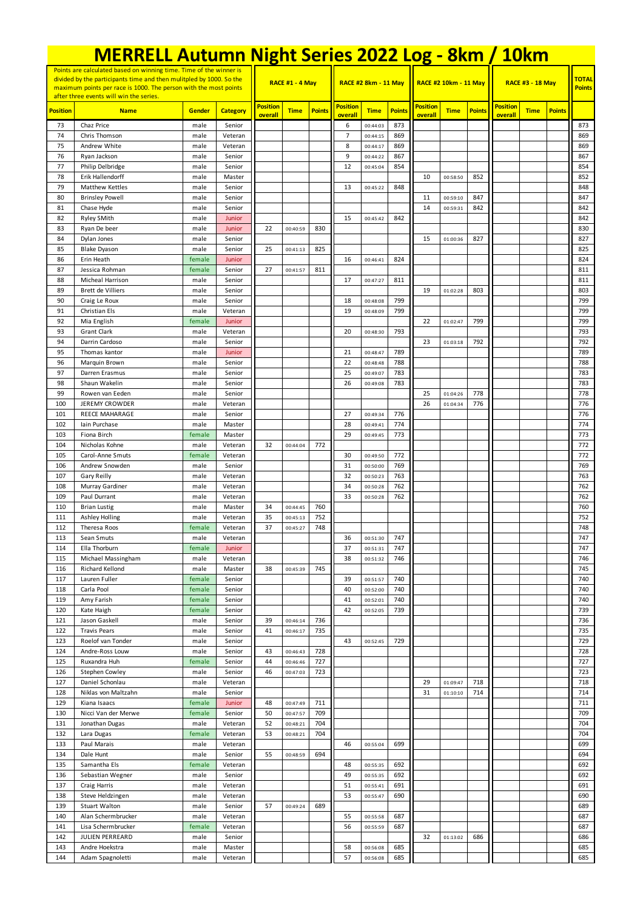# MERRELL Autumn Night Series 2022 Log - 8km / 10km

Points are calculated based on winning time. Time of the winner is divided by the participants time and then mulitpled by 1000. So the maximum points per race is 1000. The person with the most points after three events will win the series.

| | | | | RACE #1 - 4 May | | | RACE #2 8km - 11 May | | | RACE #2 10km - 11 May | | | RACE #3 - 18 May | | | TOTAL Points |
|---|---|---|---|---|---|---|---|---|---|---|---|---|---|---|---|---|
| Position | Name | Gender | Category | Position overall | Time | Points | Position overall | Time | Points | Position overall | Time | Points | Position overall | Time | Points | |
| 73 | Chaz Price | male | Senior | | | | 6 | 00:44:03 | 873 | | | | | | | 873 |
| 74 | Chris Thomson | male | Veteran | | | | 7 | 00:44:15 | 869 | | | | | | | 869 |
| 75 | Andrew White | male | Veteran | | | | 8 | 00:44:17 | 869 | | | | | | | 869 |
| 76 | Ryan Jackson | male | Senior | | | | 9 | 00:44:22 | 867 | | | | | | | 867 |
| 77 | Philip Delbridge | male | Senior | | | | 12 | 00:45:04 | 854 | | | | | | | 854 |
| 78 | Erik Hallendorff | male | Master | | | | | | | 10 | 00:58:50 | 852 | | | | 852 |
| 79 | Matthew Kettles | male | Senior | | | | 13 | 00:45:22 | 848 | | | | | | | 848 |
| 80 | Brinsley Powell | male | Senior | | | | | | | 11 | 00:59:10 | 847 | | | | 847 |
| 81 | Chase Hyde | male | Senior | | | | | | | 14 | 00:59:31 | 842 | | | | 842 |
| 82 | Ryley SMith | male | Junior | | | | 15 | 00:45:42 | 842 | | | | | | | 842 |
| 83 | Ryan De beer | male | Junior | 22 | 00:40:59 | 830 | | | | | | | | | | 830 |
| 84 | Dylan Jones | male | Senior | | | | | | | 15 | 01:00:36 | 827 | | | | 827 |
| 85 | Blake Dyason | male | Senior | 25 | 00:41:13 | 825 | | | | | | | | | | 825 |
| 86 | Erin Heath | female | Junior | | | | 16 | 00:46:41 | 824 | | | | | | | 824 |
| 87 | Jessica Rohman | female | Senior | 27 | 00:41:57 | 811 | | | | | | | | | | 811 |
| 88 | Micheal Harrison | male | Senior | | | | 17 | 00:47:27 | 811 | | | | | | | 811 |
| 89 | Brett de Villiers | male | Senior | | | | | | | 19 | 01:02:28 | 803 | | | | 803 |
| 90 | Craig Le Roux | male | Senior | | | | 18 | 00:48:08 | 799 | | | | | | | 799 |
| 91 | Christian Els | male | Veteran | | | | 19 | 00:48:09 | 799 | | | | | | | 799 |
| 92 | Mia English | female | Junior | | | | | | | 22 | 01:02:47 | 799 | | | | 799 |
| 93 | Grant Clark | male | Veteran | | | | 20 | 00:48:30 | 793 | | | | | | | 793 |
| 94 | Darrin Cardoso | male | Senior | | | | | | | 23 | 01:03:18 | 792 | | | | 792 |
| 95 | Thomas kantor | male | Junior | | | | 21 | 00:48:47 | 789 | | | | | | | 789 |
| 96 | Marquin Brown | male | Senior | | | | 22 | 00:48:48 | 788 | | | | | | | 788 |
| 97 | Darren Erasmus | male | Senior | | | | 25 | 00:49:07 | 783 | | | | | | | 783 |
| 98 | Shaun Wakelin | male | Senior | | | | 26 | 00:49:08 | 783 | | | | | | | 783 |
| 99 | Rowen van Eeden | male | Senior | | | | | | | 25 | 01:04:26 | 778 | | | | 778 |
| 100 | JEREMY CROWDER | male | Veteran | | | | | | | 26 | 01:04:34 | 776 | | | | 776 |
| 101 | REECE MAHARAGE | male | Senior | | | | 27 | 00:49:34 | 776 | | | | | | | 776 |
| 102 | Iain Purchase | male | Master | | | | 28 | 00:49:41 | 774 | | | | | | | 774 |
| 103 | Fiona Birch | female | Master | | | | 29 | 00:49:45 | 773 | | | | | | | 773 |
| 104 | Nicholas Kohne | male | Veteran | 32 | 00:44:04 | 772 | | | | | | | | | | 772 |
| 105 | Carol-Anne Smuts | female | Veteran | | | | 30 | 00:49:50 | 772 | | | | | | | 772 |
| 106 | Andrew Snowden | male | Senior | | | | 31 | 00:50:00 | 769 | | | | | | | 769 |
| 107 | Gary Reilly | male | Veteran | | | | 32 | 00:50:23 | 763 | | | | | | | 763 |
| 108 | Murray Gardiner | male | Veteran | | | | 34 | 00:50:28 | 762 | | | | | | | 762 |
| 109 | Paul Durrant | male | Veteran | | | | 33 | 00:50:28 | 762 | | | | | | | 762 |
| 110 | Brian Lustig | male | Master | 34 | 00:44:45 | 760 | | | | | | | | | | 760 |
| 111 | Ashley Holling | male | Veteran | 35 | 00:45:13 | 752 | | | | | | | | | | 752 |
| 112 | Theresa Roos | female | Veteran | 37 | 00:45:27 | 748 | | | | | | | | | | 748 |
| 113 | Sean Smuts | male | Veteran | | | | 36 | 00:51:30 | 747 | | | | | | | 747 |
| 114 | Ella Thorburn | female | Junior | | | | 37 | 00:51:31 | 747 | | | | | | | 747 |
| 115 | Michael Massingham | male | Veteran | | | | 38 | 00:51:32 | 746 | | | | | | | 746 |
| 116 | Richard Kellond | male | Master | 38 | 00:45:39 | 745 | | | | | | | | | | 745 |
| 117 | Lauren Fuller | female | Senior | | | | 39 | 00:51:57 | 740 | | | | | | | 740 |
| 118 | Carla Pool | female | Senior | | | | 40 | 00:52:00 | 740 | | | | | | | 740 |
| 119 | Amy Farish | female | Senior | | | | 41 | 00:52:01 | 740 | | | | | | | 740 |
| 120 | Kate Haigh | female | Senior | | | | 42 | 00:52:05 | 739 | | | | | | | 739 |
| 121 | Jason Gaskell | male | Senior | 39 | 00:46:14 | 736 | | | | | | | | | | 736 |
| 122 | Travis Pears | male | Senior | 41 | 00:46:17 | 735 | | | | | | | | | | 735 |
| 123 | Roelof van Tonder | male | Senior | | | | 43 | 00:52:45 | 729 | | | | | | | 729 |
| 124 | Andre-Ross Louw | male | Senior | 43 | 00:46:43 | 728 | | | | | | | | | | 728 |
| 125 | Ruxandra Huh | female | Senior | 44 | 00:46:46 | 727 | | | | | | | | | | 727 |
| 126 | Stephen Cowley | male | Senior | 46 | 00:47:03 | 723 | | | | | | | | | | 723 |
| 127 | Daniel Schonlau | male | Veteran | | | | | | | 29 | 01:09:47 | 718 | | | | 718 |
| 128 | Niklas von Maltzahn | male | Senior | | | | | | | 31 | 01:10:10 | 714 | | | | 714 |
| 129 | Kiana Isaacs | female | Junior | 48 | 00:47:49 | 711 | | | | | | | | | | 711 |
| 130 | Nicci Van der Merwe | female | Senior | 50 | 00:47:57 | 709 | | | | | | | | | | 709 |
| 131 | Jonathan Dugas | male | Veteran | 52 | 00:48:21 | 704 | | | | | | | | | | 704 |
| 132 | Lara Dugas | female | Veteran | 53 | 00:48:21 | 704 | | | | | | | | | | 704 |
| 133 | Paul Marais | male | Veteran | | | | 46 | 00:55:04 | 699 | | | | | | | 699 |
| 134 | Dale Hunt | male | Senior | 55 | 00:48:59 | 694 | | | | | | | | | | 694 |
| 135 | Samantha Els | female | Veteran | | | | 48 | 00:55:35 | 692 | | | | | | | 692 |
| 136 | Sebastian Wegner | male | Senior | | | | 49 | 00:55:35 | 692 | | | | | | | 692 |
| 137 | Craig Harris | male | Veteran | | | | 51 | 00:55:41 | 691 | | | | | | | 691 |
| 138 | Steve Heldzingen | male | Veteran | | | | 53 | 00:55:47 | 690 | | | | | | | 690 |
| 139 | Stuart Walton | male | Senior | 57 | 00:49:24 | 689 | | | | | | | | | | 689 |
| 140 | Alan Schermbrucker | male | Veteran | | | | 55 | 00:55:58 | 687 | | | | | | | 687 |
| 141 | Lisa Schermbrucker | female | Veteran | | | | 56 | 00:55:59 | 687 | | | | | | | 687 |
| 142 | JULIEN PERREARD | male | Senior | | | | | | | 32 | 01:13:02 | 686 | | | | 686 |
| 143 | Andre Hoekstra | male | Master | | | | 58 | 00:56:08 | 685 | | | | | | | 685 |
| 144 | Adam Spagnoletti | male | Veteran | | | | 57 | 00:56:08 | 685 | | | | | | | 685 |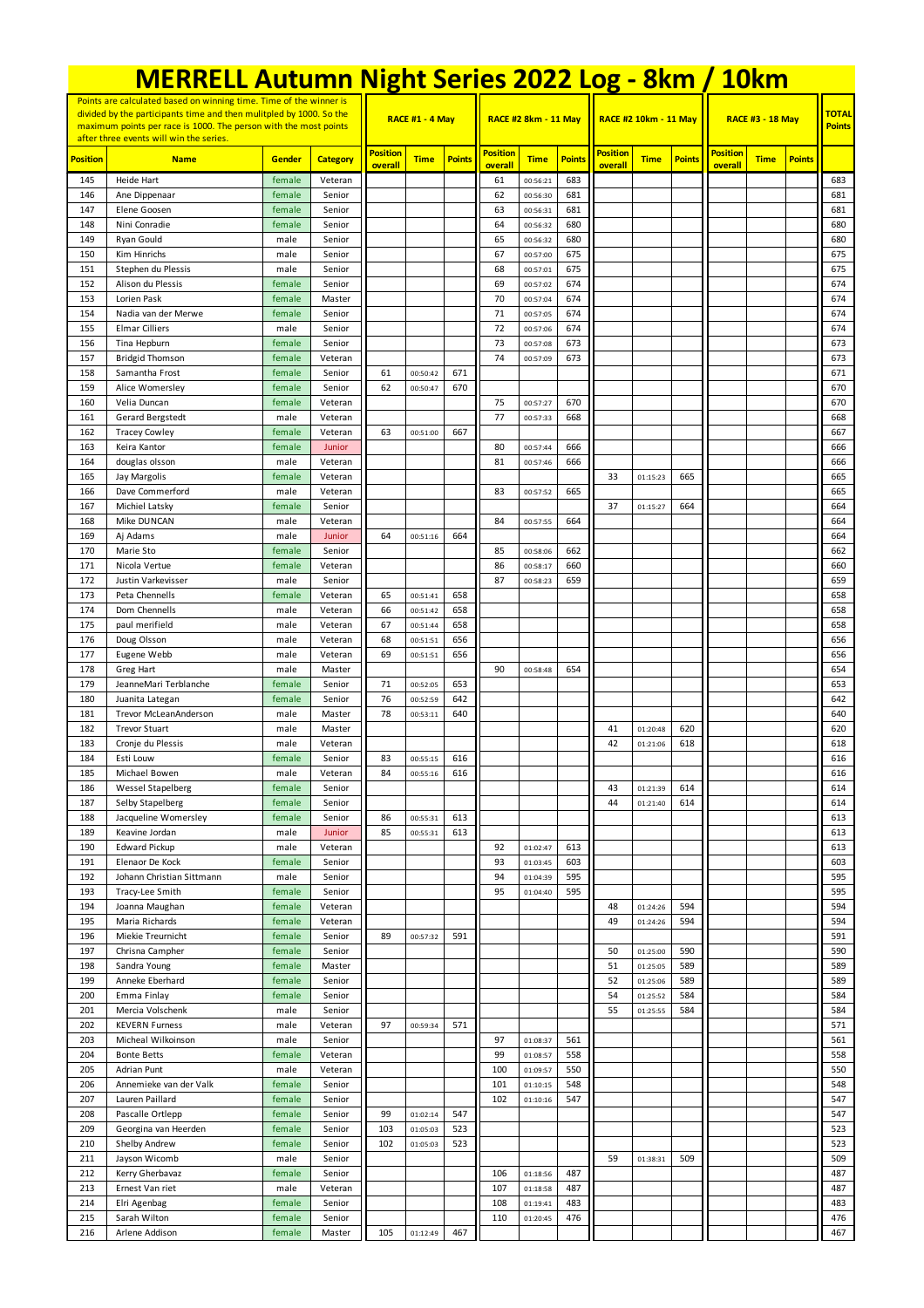# MERRELL Autumn Night Series 2022 Log - 8km / 10km

| Points are calculated based on winning time. Time of the winner is divided by the participants time and then mulitpled by 1000. So the maximum points per race is 1000. The person with the most points after three events will win the series. | | | | RACE #1 - 4 May | | | RACE #2 8km - 11 May | | | RACE #2 10km - 11 May | | | RACE #3 - 18 May | | | TOTAL Points |
|---|---|---|---|---|---|---|---|---|---|---|---|---|---|---|---|---|
| Position | Name | Gender | Category | Position overall | Time | Points | Position overall | Time | Points | Position overall | Time | Points | Position overall | Time | Points | |
| 145 | Heide Hart | female | Veteran | | | | 61 | 00:56:21 | 683 | | | | | | | 683 |
| 146 | Ane Dippenaar | female | Senior | | | | 62 | 00:56:30 | 681 | | | | | | | 681 |
| 147 | Elene Goosen | female | Senior | | | | 63 | 00:56:31 | 681 | | | | | | | 681 |
| 148 | Nini Conradie | female | Senior | | | | 64 | 00:56:32 | 680 | | | | | | | 680 |
| 149 | Ryan Gould | male | Senior | | | | 65 | 00:56:32 | 680 | | | | | | | 680 |
| 150 | Kim Hinrichs | male | Senior | | | | 67 | 00:57:00 | 675 | | | | | | | 675 |
| 151 | Stephen du Plessis | male | Senior | | | | 68 | 00:57:01 | 675 | | | | | | | 675 |
| 152 | Alison du Plessis | female | Senior | | | | 69 | 00:57:02 | 674 | | | | | | | 674 |
| 153 | Lorien Pask | female | Master | | | | 70 | 00:57:04 | 674 | | | | | | | 674 |
| 154 | Nadia van der Merwe | female | Senior | | | | 71 | 00:57:05 | 674 | | | | | | | 674 |
| 155 | Elmar Cilliers | male | Senior | | | | 72 | 00:57:06 | 674 | | | | | | | 674 |
| 156 | Tina Hepburn | female | Senior | | | | 73 | 00:57:08 | 673 | | | | | | | 673 |
| 157 | Bridgid Thomson | female | Veteran | | | | 74 | 00:57:09 | 673 | | | | | | | 673 |
| 158 | Samantha Frost | female | Senior | 61 | 00:50:42 | 671 | | | | | | | | | | 671 |
| 159 | Alice Womersley | female | Senior | 62 | 00:50:47 | 670 | | | | | | | | | | 670 |
| 160 | Velia Duncan | female | Veteran | | | | 75 | 00:57:27 | 670 | | | | | | | 670 |
| 161 | Gerard Bergstedt | male | Veteran | | | | 77 | 00:57:33 | 668 | | | | | | | 668 |
| 162 | Tracey Cowley | female | Veteran | 63 | 00:51:00 | 667 | | | | | | | | | | 667 |
| 163 | Keira Kantor | female | Junior | | | | 80 | 00:57:44 | 666 | | | | | | | 666 |
| 164 | douglas olsson | male | Veteran | | | | 81 | 00:57:46 | 666 | | | | | | | 666 |
| 165 | Jay Margolis | female | Veteran | | | | | | | 33 | 01:15:23 | 665 | | | | 665 |
| 166 | Dave Commerford | male | Veteran | | | | 83 | 00:57:52 | 665 | | | | | | | 665 |
| 167 | Michiel Latsky | female | Senior | | | | | | | 37 | 01:15:27 | 664 | | | | 664 |
| 168 | Mike DUNCAN | male | Veteran | | | | 84 | 00:57:55 | 664 | | | | | | | 664 |
| 169 | Aj Adams | male | Junior | 64 | 00:51:16 | 664 | | | | | | | | | | 664 |
| 170 | Marie Sto | female | Senior | | | | 85 | 00:58:06 | 662 | | | | | | | 662 |
| 171 | Nicola Vertue | female | Veteran | | | | 86 | 00:58:17 | 660 | | | | | | | 660 |
| 172 | Justin Varkevisser | male | Senior | | | | 87 | 00:58:23 | 659 | | | | | | | 659 |
| 173 | Peta Chennells | female | Veteran | 65 | 00:51:41 | 658 | | | | | | | | | | 658 |
| 174 | Dom Chennells | male | Veteran | 66 | 00:51:42 | 658 | | | | | | | | | | 658 |
| 175 | paul merifield | male | Veteran | 67 | 00:51:44 | 658 | | | | | | | | | | 658 |
| 176 | Doug Olsson | male | Veteran | 68 | 00:51:51 | 656 | | | | | | | | | | 656 |
| 177 | Eugene Webb | male | Veteran | 69 | 00:51:51 | 656 | | | | | | | | | | 656 |
| 178 | Greg Hart | male | Master | | | | 90 | 00:58:48 | 654 | | | | | | | 654 |
| 179 | JeanneMari Terblanche | female | Senior | 71 | 00:52:05 | 653 | | | | | | | | | | 653 |
| 180 | Juanita Lategan | female | Senior | 76 | 00:52:59 | 642 | | | | | | | | | | 642 |
| 181 | Trevor McLeanAnderson | male | Master | 78 | 00:53:11 | 640 | | | | | | | | | | 640 |
| 182 | Trevor Stuart | male | Master | | | | | | | 41 | 01:20:48 | 620 | | | | 620 |
| 183 | Cronje du Plessis | male | Veteran | | | | | | | 42 | 01:21:06 | 618 | | | | 618 |
| 184 | Esti Louw | female | Senior | 83 | 00:55:15 | 616 | | | | | | | | | | 616 |
| 185 | Michael Bowen | male | Veteran | 84 | 00:55:16 | 616 | | | | | | | | | | 616 |
| 186 | Wessel Stapelberg | female | Senior | | | | | | | 43 | 01:21:39 | 614 | | | | 614 |
| 187 | Selby Stapelberg | female | Senior | | | | | | | 44 | 01:21:40 | 614 | | | | 614 |
| 188 | Jacqueline Womersley | female | Senior | 86 | 00:55:31 | 613 | | | | | | | | | | 613 |
| 189 | Keavine Jordan | male | Junior | 85 | 00:55:31 | 613 | | | | | | | | | | 613 |
| 190 | Edward Pickup | male | Veteran | | | | 92 | 01:02:47 | 613 | | | | | | | 613 |
| 191 | Elenaor De Kock | female | Senior | | | | 93 | 01:03:45 | 603 | | | | | | | 603 |
| 192 | Johann Christian Sittmann | male | Senior | | | | 94 | 01:04:39 | 595 | | | | | | | 595 |
| 193 | Tracy-Lee Smith | female | Senior | | | | 95 | 01:04:40 | 595 | | | | | | | 595 |
| 194 | Joanna Maughan | female | Veteran | | | | | | | 48 | 01:24:26 | 594 | | | | 594 |
| 195 | Maria Richards | female | Veteran | | | | | | | 49 | 01:24:26 | 594 | | | | 594 |
| 196 | Miekie Treurnicht | female | Senior | 89 | 00:57:32 | 591 | | | | | | | | | | 591 |
| 197 | Chrisna Campher | female | Senior | | | | | | | 50 | 01:25:00 | 590 | | | | 590 |
| 198 | Sandra Young | female | Master | | | | | | | 51 | 01:25:05 | 589 | | | | 589 |
| 199 | Anneke Eberhard | female | Senior | | | | | | | 52 | 01:25:06 | 589 | | | | 589 |
| 200 | Emma Finlay | female | Senior | | | | | | | 54 | 01:25:52 | 584 | | | | 584 |
| 201 | Mercia Volschenk | male | Senior | | | | | | | 55 | 01:25:55 | 584 | | | | 584 |
| 202 | KEVERN Furness | male | Veteran | 97 | 00:59:34 | 571 | | | | | | | | | | 571 |
| 203 | Micheal Wilkoinson | male | Senior | | | | 97 | 01:08:37 | 561 | | | | | | | 561 |
| 204 | Bonte Betts | female | Veteran | | | | 99 | 01:08:57 | 558 | | | | | | | 558 |
| 205 | Adrian Punt | male | Veteran | | | | 100 | 01:09:57 | 550 | | | | | | | 550 |
| 206 | Annemieke van der Valk | female | Senior | | | | 101 | 01:10:15 | 548 | | | | | | | 548 |
| 207 | Lauren Paillard | female | Senior | | | | 102 | 01:10:16 | 547 | | | | | | | 547 |
| 208 | Pascalle Ortlepp | female | Senior | 99 | 01:02:14 | 547 | | | | | | | | | | 547 |
| 209 | Georgina van Heerden | female | Senior | 103 | 01:05:03 | 523 | | | | | | | | | | 523 |
| 210 | Shelby Andrew | female | Senior | 102 | 01:05:03 | 523 | | | | | | | | | | 523 |
| 211 | Jayson Wicomb | male | Senior | | | | | | | 59 | 01:38:31 | 509 | | | | 509 |
| 212 | Kerry Gherbavaz | female | Senior | | | | 106 | 01:18:56 | 487 | | | | | | | 487 |
| 213 | Ernest Van riet | male | Veteran | | | | 107 | 01:18:58 | 487 | | | | | | | 487 |
| 214 | Elri Agenbag | female | Senior | | | | 108 | 01:19:41 | 483 | | | | | | | 483 |
| 215 | Sarah Wilton | female | Senior | | | | 110 | 01:20:45 | 476 | | | | | | | 476 |
| 216 | Arlene Addison | female | Master | 105 | 01:12:49 | 467 | | | | | | | | | | 467 |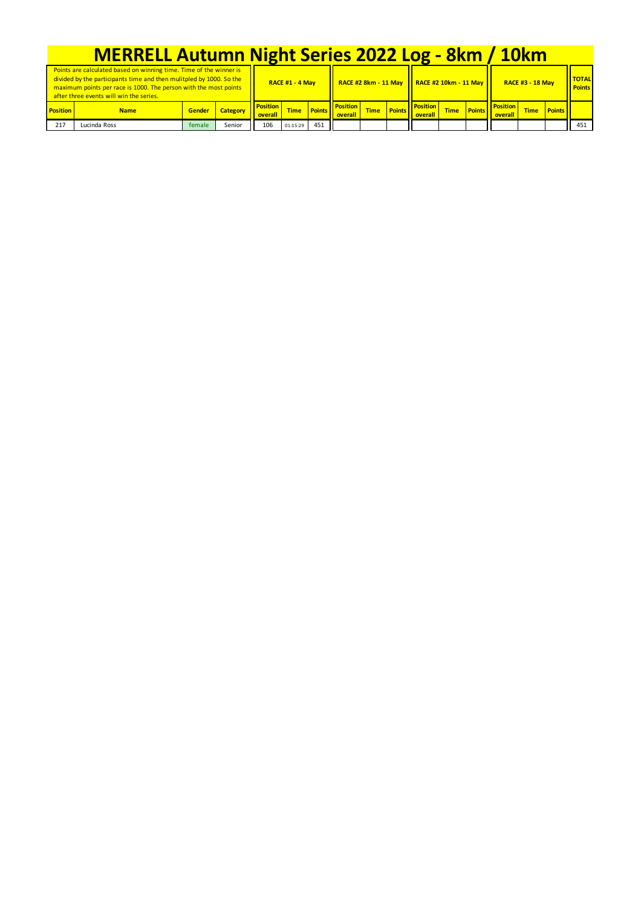# MERRELL Autumn Night Series 2022 Log - 8km / 10km

| Points are calculated based on winning time. Time of the winner is divided by the participants time and then mulitpled by 1000. So the maximum points per race is 1000. The person with the most points after three events will win the series. | | | | RACE #1 - 4 May | | | RACE #2 8km - 11 May | | | RACE #2 10km - 11 May | | | RACE #3 - 18 May | | | TOTAL Points |
|---|---|---|---|---|---|---|---|---|---|---|---|---|---|---|---|---|
| **Position** | **Name** | **Gender** | **Category** | **Position overall** | **Time** | **Points** | **Position overall** | **Time** | **Points** | **Position overall** | **Time** | **Points** | **Position overall** | **Time** | **Points** | |
| 217 | Lucinda Ross | female | Senior | 106 | 01:15:29 | 451 | | | | | | | | | | 451 |